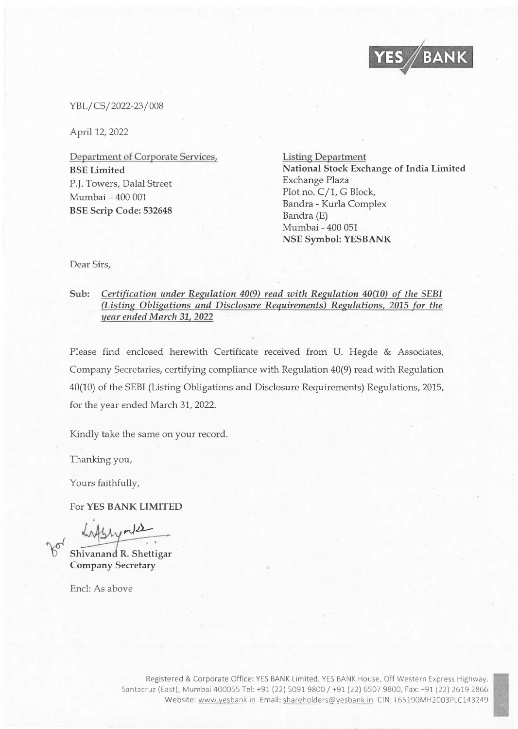YES BANK

YBL/CS/2022-23/008

April 12, 2022

Department of Corporate Services,
**BSE Limited**
P.J. Towers, Dalal Street
Mumbai – 400 001
**BSE Scrip Code: 532648**

Listing Department
**National Stock Exchange of India Limited**
Exchange Plaza
Plot no. C/1, G Block,
Bandra - Kurla Complex
Bandra (E)
Mumbai - 400 051
**NSE Symbol: YESBANK**

Dear Sirs,

**Sub:** *Certification under Regulation 40(9) read with Regulation 40(10) of the SEBI (Listing Obligations and Disclosure Requirements) Regulations, 2015 for the year ended March 31, 2022*

Please find enclosed herewith Certificate received from U. Hegde & Associates, Company Secretaries, certifying compliance with Regulation 40(9) read with Regulation 40(10) of the SEBI (Listing Obligations and Disclosure Requirements) Regulations, 2015, for the year ended March 31, 2022.

Kindly take the same on your record.

Thanking you,

Yours faithfully,

For **YES BANK LIMITED**

**Shivanand R. Shettigar**
**Company Secretary**

Encl: As above

Registered & Corporate Office: YES BANK Limited, YES BANK House, Off Western Express Highway, Santacruz (East), Mumbai 400055 Tel: +91 (22) 5091 9800 / +91 (22) 6507 9800, Fax: +91 (22) 2619 2866
Website: www.yesbank.in Email: shareholders@yesbank.in CIN: L65190MH2003PLC143249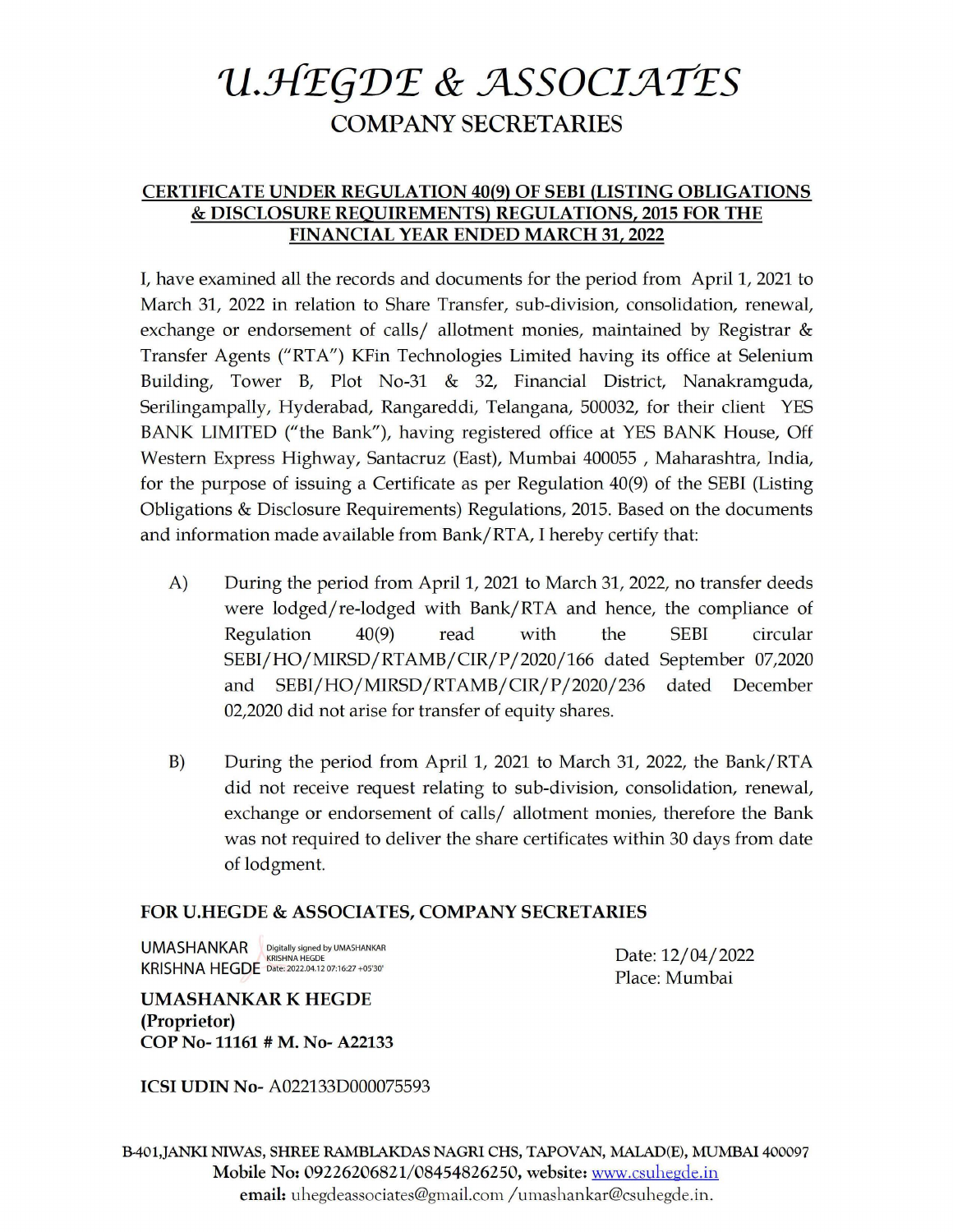# U.HEGDE & ASSOCIATES

## COMPANY SECRETARIES

**CERTIFICATE UNDER REGULATION 40(9) OF SEBI (LISTING OBLIGATIONS & DISCLOSURE REQUIREMENTS) REGULATIONS, 2015 FOR THE FINANCIAL YEAR ENDED MARCH 31, 2022**

I, have examined all the records and documents for the period from April 1, 2021 to March 31, 2022 in relation to Share Transfer, sub-division, consolidation, renewal, exchange or endorsement of calls/ allotment monies, maintained by Registrar & Transfer Agents ("RTA") KFin Technologies Limited having its office at Selenium Building, Tower B, Plot No-31 & 32, Financial District, Nanakramguda, Serilingampally, Hyderabad, Rangareddi, Telangana, 500032, for their client YES BANK LIMITED ("the Bank"), having registered office at YES BANK House, Off Western Express Highway, Santacruz (East), Mumbai 400055 , Maharashtra, India, for the purpose of issuing a Certificate as per Regulation 40(9) of the SEBI (Listing Obligations & Disclosure Requirements) Regulations, 2015. Based on the documents and information made available from Bank/RTA, I hereby certify that:

A) During the period from April 1, 2021 to March 31, 2022, no transfer deeds were lodged/re-lodged with Bank/RTA and hence, the compliance of Regulation 40(9) read with the SEBI circular SEBI/HO/MIRSD/RTAMB/CIR/P/2020/166 dated September 07,2020 and SEBI/HO/MIRSD/RTAMB/CIR/P/2020/236 dated December 02,2020 did not arise for transfer of equity shares.

B) During the period from April 1, 2021 to March 31, 2022, the Bank/RTA did not receive request relating to sub-division, consolidation, renewal, exchange or endorsement of calls/ allotment monies, therefore the Bank was not required to deliver the share certificates within 30 days from date of lodgment.

**FOR U.HEGDE & ASSOCIATES, COMPANY SECRETARIES**

UMASHANKAR KRISHNA HEGDE Digitally signed by UMASHANKAR KRISHNA HEGDE Date: 2022.04.12 07:16:27 +05'30'

Date: 12/04/2022
Place: Mumbai

**UMASHANKAR K HEGDE**
**(Proprietor)**
**COP No- 11161 # M. No- A22133**

**ICSI UDIN No-** A022133D000075593

B-401,JANKI NIWAS, SHREE RAMBLAKDAS NAGRI CHS, TAPOVAN, MALAD(E), MUMBAI 400097
Mobile No: 09226206821/08454826250, website: www.csuhegde.in
email: uhegdeassociates@gmail.com /umashankar@csuhegde.in.